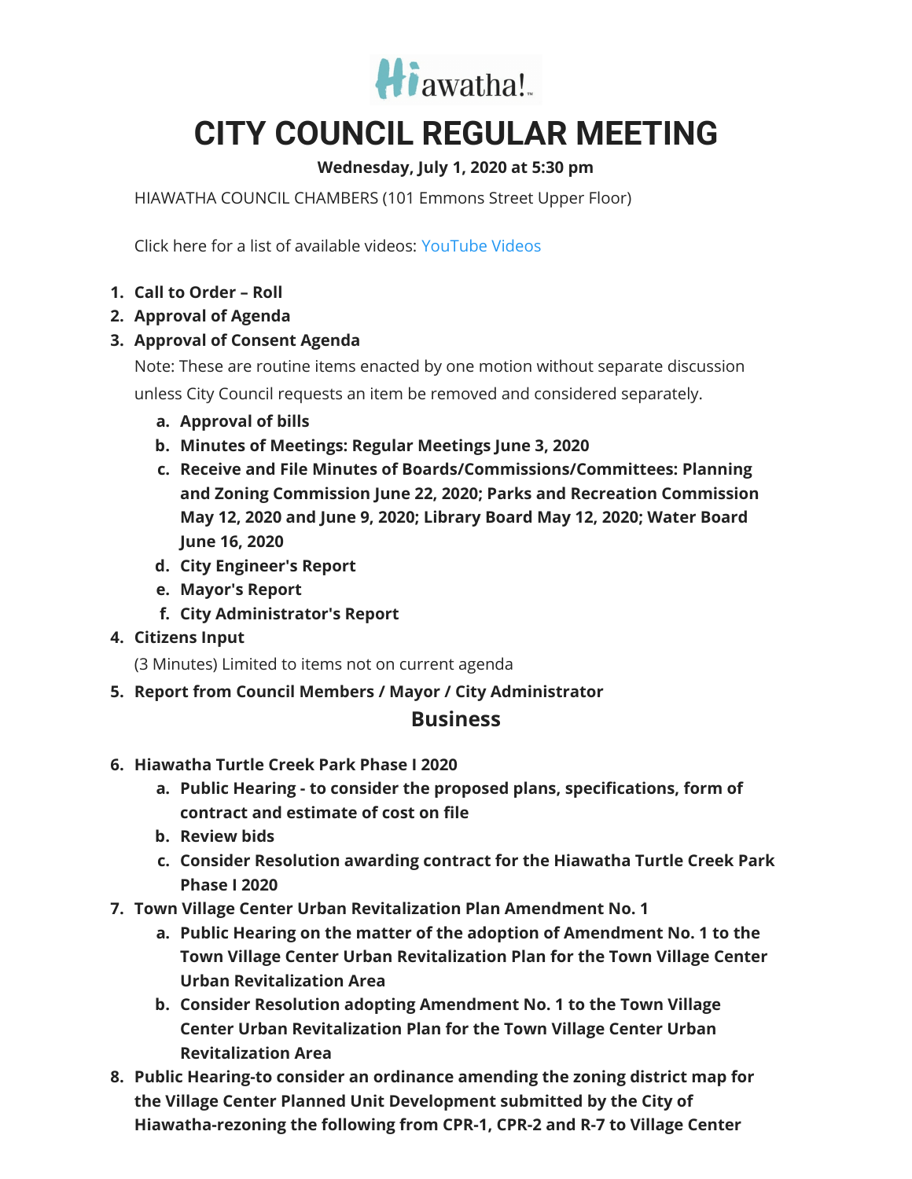Hiawatha!

# CITY COUNCIL REGULAR MEETING

**Wednesday, July 1, 2020 at 5:30 pm**

HIAWATHA COUNCIL CHAMBERS (101 Emmons Street Upper Floor)

Click here for a list of available videos: YouTube Videos

1. **Call to Order – Roll**
2. **Approval of Agenda**
3. **Approval of Consent Agenda**

   Note: These are routine items enacted by one motion without separate discussion unless City Council requests an item be removed and considered separately.

   a. **Approval of bills**
   b. **Minutes of Meetings: Regular Meetings June 3, 2020**
   c. **Receive and File Minutes of Boards/Commissions/Committees: Planning and Zoning Commission June 22, 2020; Parks and Recreation Commission May 12, 2020 and June 9, 2020; Library Board May 12, 2020; Water Board June 16, 2020**
   d. **City Engineer's Report**
   e. **Mayor's Report**
   f. **City Administrator's Report**
4. **Citizens Input**

   (3 Minutes) Limited to items not on current agenda
5. **Report from Council Members / Mayor / City Administrator**

## Business

6. **Hiawatha Turtle Creek Park Phase I 2020**
   a. **Public Hearing - to consider the proposed plans, specifications, form of contract and estimate of cost on file**
   b. **Review bids**
   c. **Consider Resolution awarding contract for the Hiawatha Turtle Creek Park Phase I 2020**
7. **Town Village Center Urban Revitalization Plan Amendment No. 1**
   a. **Public Hearing on the matter of the adoption of Amendment No. 1 to the Town Village Center Urban Revitalization Plan for the Town Village Center Urban Revitalization Area**
   b. **Consider Resolution adopting Amendment No. 1 to the Town Village Center Urban Revitalization Plan for the Town Village Center Urban Revitalization Area**
8. **Public Hearing-to consider an ordinance amending the zoning district map for the Village Center Planned Unit Development submitted by the City of Hiawatha-rezoning the following from CPR-1, CPR-2 and R-7 to Village Center**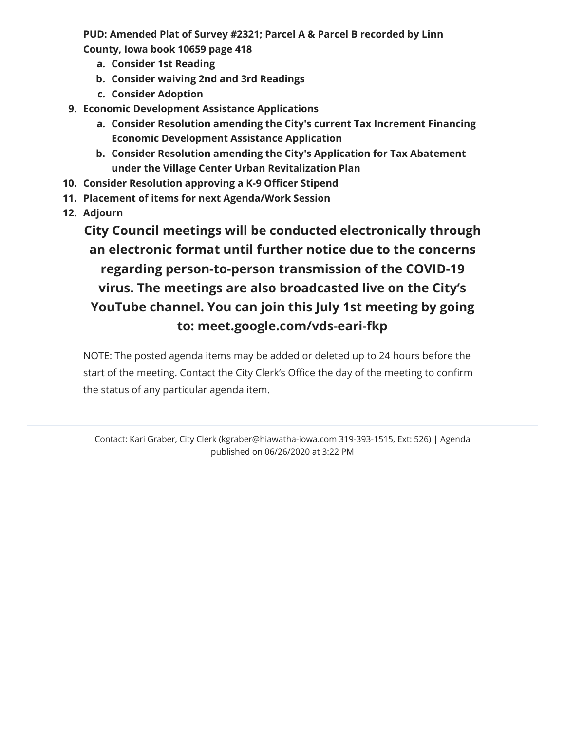**PUD: Amended Plat of Survey #2321; Parcel A & Parcel B recorded by Linn County, Iowa book 10659 page 418**

   a. **Consider 1st Reading**
   b. **Consider waiving 2nd and 3rd Readings**
   c. **Consider Adoption**

9. **Economic Development Assistance Applications**
   a. **Consider Resolution amending the City's current Tax Increment Financing Economic Development Assistance Application**
   b. **Consider Resolution amending the City's Application for Tax Abatement under the Village Center Urban Revitalization Plan**
10. **Consider Resolution approving a K-9 Officer Stipend**
11. **Placement of items for next Agenda/Work Session**
12. **Adjourn**

## City Council meetings will be conducted electronically through an electronic format until further notice due to the concerns regarding person-to-person transmission of the COVID-19 virus. The meetings are also broadcasted live on the City's YouTube channel. You can join this July 1st meeting by going to: meet.google.com/vds-eari-fkp

NOTE: The posted agenda items may be added or deleted up to 24 hours before the start of the meeting. Contact the City Clerk's Office the day of the meeting to confirm the status of any particular agenda item.

---

Contact: Kari Graber, City Clerk (kgraber@hiawatha-iowa.com 319-393-1515, Ext: 526) | Agenda published on 06/26/2020 at 3:22 PM